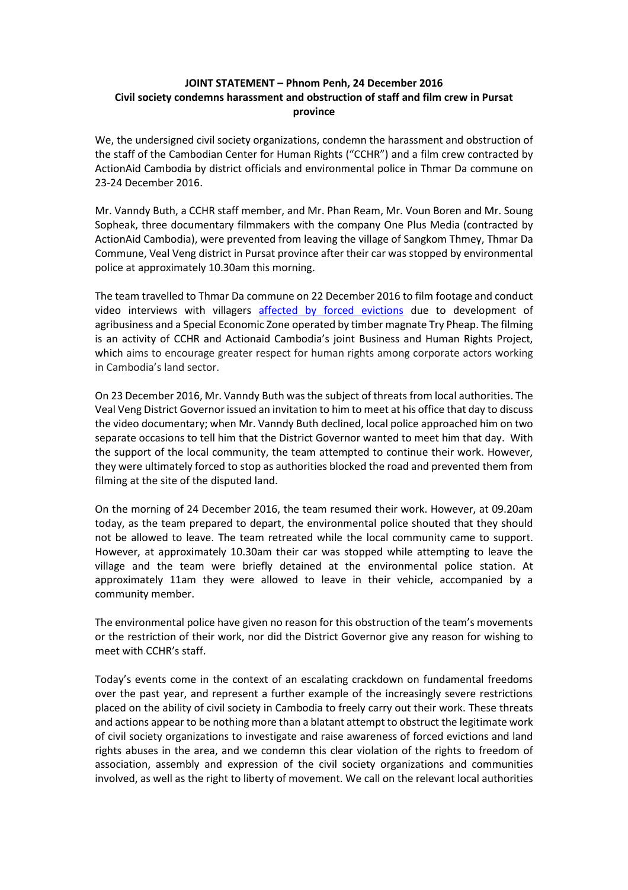**JOINT STATEMENT – Phnom Penh, 24 December 2016**
**Civil society condemns harassment and obstruction of staff and film crew in Pursat province**

We, the undersigned civil society organizations, condemn the harassment and obstruction of the staff of the Cambodian Center for Human Rights ("CCHR") and a film crew contracted by ActionAid Cambodia by district officials and environmental police in Thmar Da commune on 23-24 December 2016.

Mr. Vanndy Buth, a CCHR staff member, and Mr. Phan Ream, Mr. Voun Boren and Mr. Soung Sopheak, three documentary filmmakers with the company One Plus Media (contracted by ActionAid Cambodia), were prevented from leaving the village of Sangkom Thmey, Thmar Da Commune, Veal Veng district in Pursat province after their car was stopped by environmental police at approximately 10.30am this morning.

The team travelled to Thmar Da commune on 22 December 2016 to film footage and conduct video interviews with villagers affected by forced evictions due to development of agribusiness and a Special Economic Zone operated by timber magnate Try Pheap. The filming is an activity of CCHR and Actionaid Cambodia's joint Business and Human Rights Project, which aims to encourage greater respect for human rights among corporate actors working in Cambodia's land sector.

On 23 December 2016, Mr. Vanndy Buth was the subject of threats from local authorities. The Veal Veng District Governor issued an invitation to him to meet at his office that day to discuss the video documentary; when Mr. Vanndy Buth declined, local police approached him on two separate occasions to tell him that the District Governor wanted to meet him that day. With the support of the local community, the team attempted to continue their work. However, they were ultimately forced to stop as authorities blocked the road and prevented them from filming at the site of the disputed land.

On the morning of 24 December 2016, the team resumed their work. However, at 09.20am today, as the team prepared to depart, the environmental police shouted that they should not be allowed to leave. The team retreated while the local community came to support. However, at approximately 10.30am their car was stopped while attempting to leave the village and the team were briefly detained at the environmental police station. At approximately 11am they were allowed to leave in their vehicle, accompanied by a community member.

The environmental police have given no reason for this obstruction of the team's movements or the restriction of their work, nor did the District Governor give any reason for wishing to meet with CCHR's staff.

Today's events come in the context of an escalating crackdown on fundamental freedoms over the past year, and represent a further example of the increasingly severe restrictions placed on the ability of civil society in Cambodia to freely carry out their work. These threats and actions appear to be nothing more than a blatant attempt to obstruct the legitimate work of civil society organizations to investigate and raise awareness of forced evictions and land rights abuses in the area, and we condemn this clear violation of the rights to freedom of association, assembly and expression of the civil society organizations and communities involved, as well as the right to liberty of movement. We call on the relevant local authorities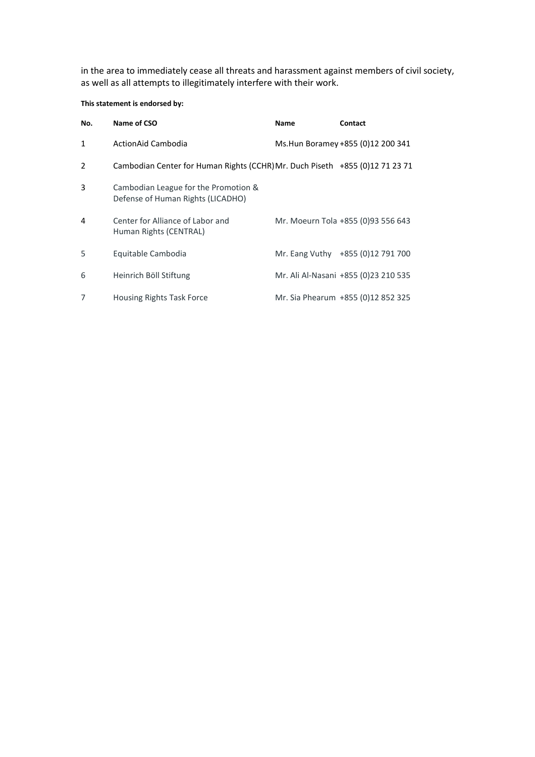in the area to immediately cease all threats and harassment against members of civil society, as well as all attempts to illegitimately interfere with their work.

**This statement is endorsed by:**

| No. | Name of CSO | Name | Contact |
|---|---|---|---|
| 1 | ActionAid Cambodia | Ms.Hun Boramey | +855 (0)12 200 341 |
| 2 | Cambodian Center for Human Rights (CCHR) | Mr. Duch Piseth | +855 (0)12 71 23 71 |
| 3 | Cambodian League for the Promotion & Defense of Human Rights (LICADHO) | | |
| 4 | Center for Alliance of Labor and Human Rights (CENTRAL) | Mr. Moeurn Tola | +855 (0)93 556 643 |
| 5 | Equitable Cambodia | Mr. Eang Vuthy | +855 (0)12 791 700 |
| 6 | Heinrich Böll Stiftung | Mr. Ali Al-Nasani | +855 (0)23 210 535 |
| 7 | Housing Rights Task Force | Mr. Sia Phearum | +855 (0)12 852 325 |